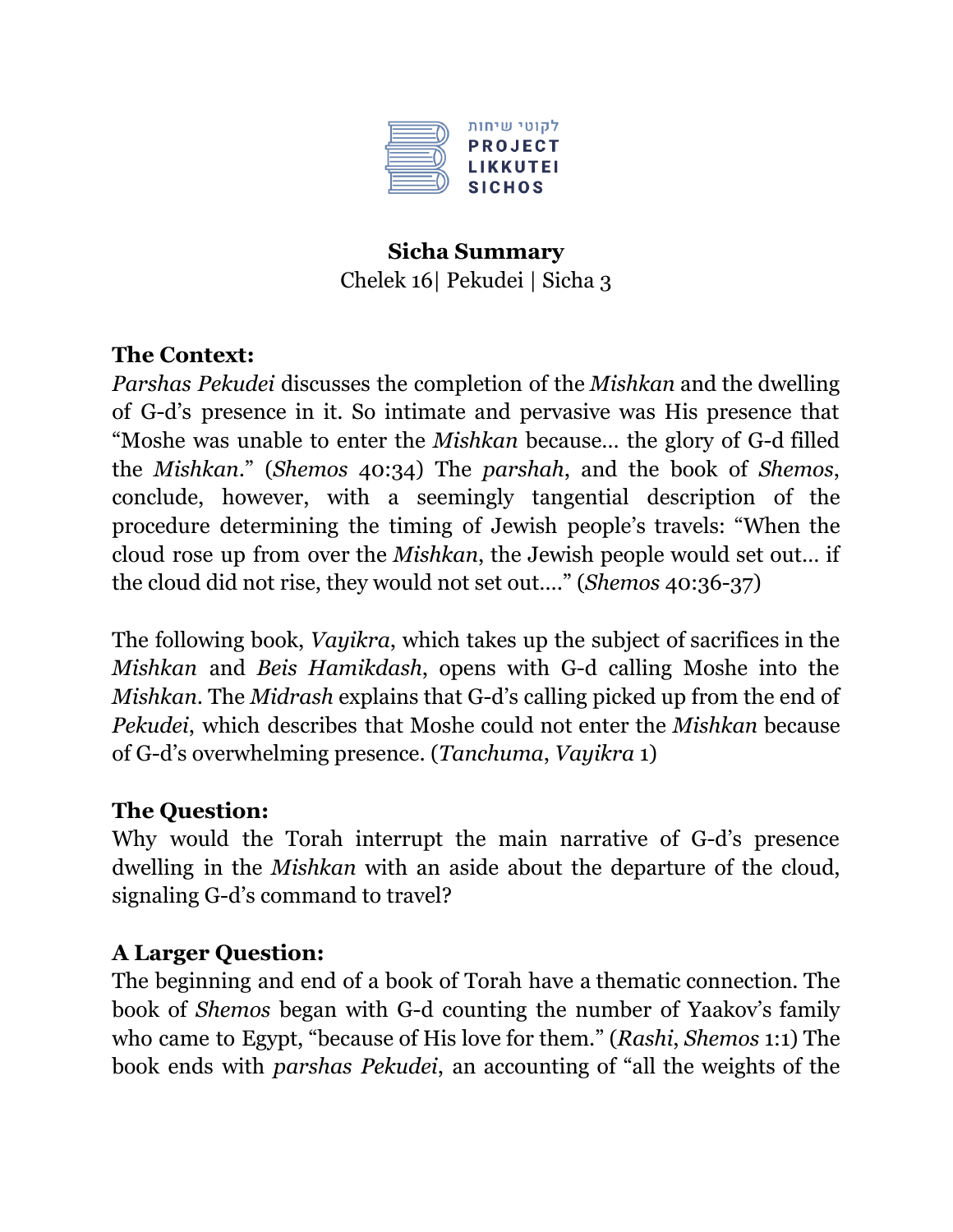לקוטי שיחות
PROJECT
LIKKUTEI
SICHOS

**Sicha Summary**
Chelek 16| Pekudei | Sicha 3

**The Context:**
*Parshas Pekudei* discusses the completion of the *Mishkan* and the dwelling of G-d's presence in it. So intimate and pervasive was His presence that "Moshe was unable to enter the *Mishkan* because… the glory of G-d filled the *Mishkan*." (*Shemos* 40:34) The *parshah*, and the book of *Shemos*, conclude, however, with a seemingly tangential description of the procedure determining the timing of Jewish people's travels: "When the cloud rose up from over the *Mishkan*, the Jewish people would set out… if the cloud did not rise, they would not set out…." (*Shemos* 40:36-37)

The following book, *Vayikra*, which takes up the subject of sacrifices in the *Mishkan* and *Beis Hamikdash*, opens with G-d calling Moshe into the *Mishkan*. The *Midrash* explains that G-d's calling picked up from the end of *Pekudei*, which describes that Moshe could not enter the *Mishkan* because of G-d's overwhelming presence. (*Tanchuma*, *Vayikra* 1)

**The Question:**
Why would the Torah interrupt the main narrative of G-d's presence dwelling in the *Mishkan* with an aside about the departure of the cloud, signaling G-d's command to travel?

**A Larger Question:**
The beginning and end of a book of Torah have a thematic connection. The book of *Shemos* began with G-d counting the number of Yaakov's family who came to Egypt, "because of His love for them." (*Rashi*, *Shemos* 1:1) The book ends with *parshas Pekudei*, an accounting of "all the weights of the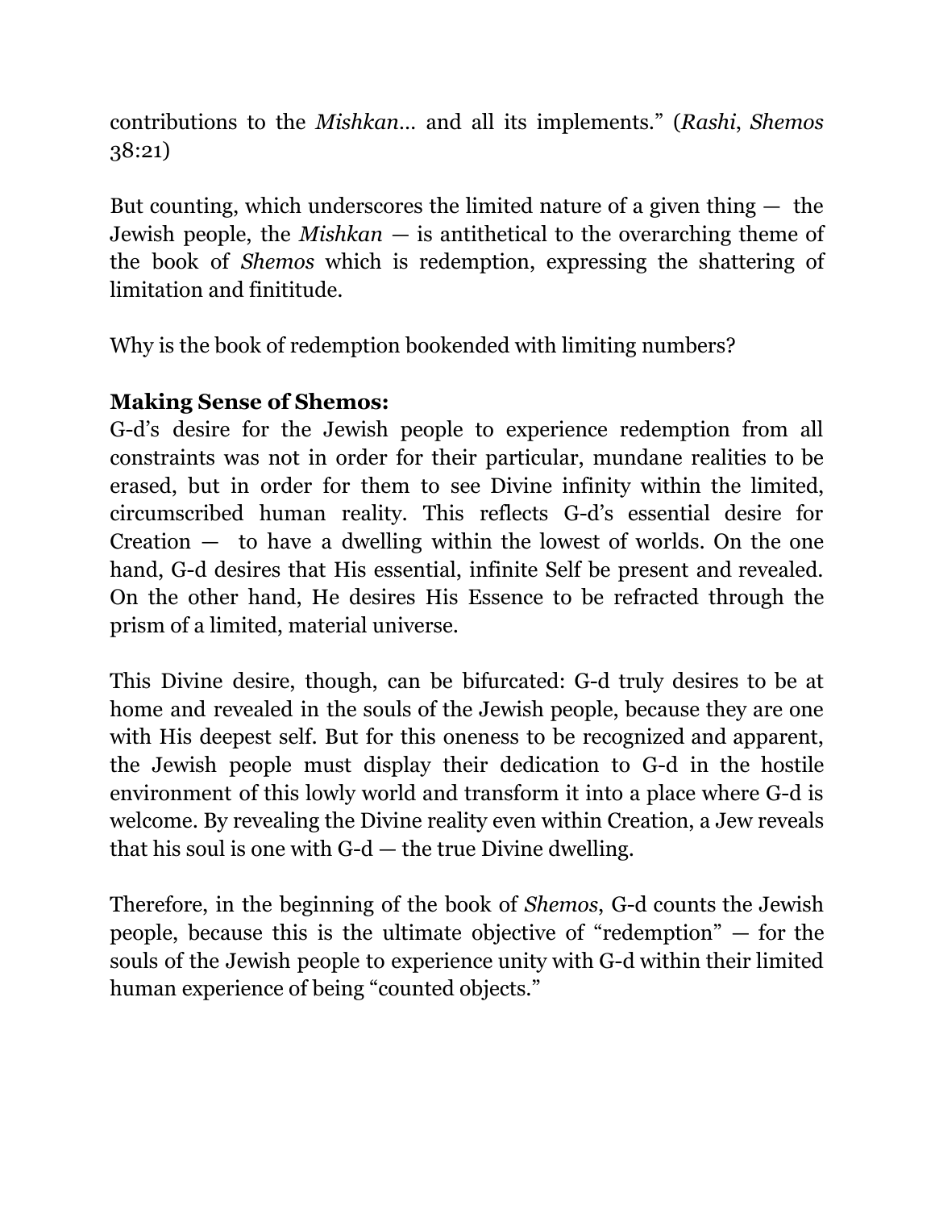contributions to the *Mishkan*... and all its implements." (*Rashi*, *Shemos* 38:21)

But counting, which underscores the limited nature of a given thing — the Jewish people, the *Mishkan* — is antithetical to the overarching theme of the book of *Shemos* which is redemption, expressing the shattering of limitation and finititude.

Why is the book of redemption bookended with limiting numbers?

**Making Sense of Shemos:**
G-d's desire for the Jewish people to experience redemption from all constraints was not in order for their particular, mundane realities to be erased, but in order for them to see Divine infinity within the limited, circumscribed human reality. This reflects G-d's essential desire for Creation — to have a dwelling within the lowest of worlds. On the one hand, G-d desires that His essential, infinite Self be present and revealed. On the other hand, He desires His Essence to be refracted through the prism of a limited, material universe.

This Divine desire, though, can be bifurcated: G-d truly desires to be at home and revealed in the souls of the Jewish people, because they are one with His deepest self. But for this oneness to be recognized and apparent, the Jewish people must display their dedication to G-d in the hostile environment of this lowly world and transform it into a place where G-d is welcome. By revealing the Divine reality even within Creation, a Jew reveals that his soul is one with G-d — the true Divine dwelling.

Therefore, in the beginning of the book of *Shemos*, G-d counts the Jewish people, because this is the ultimate objective of "redemption" — for the souls of the Jewish people to experience unity with G-d within their limited human experience of being "counted objects."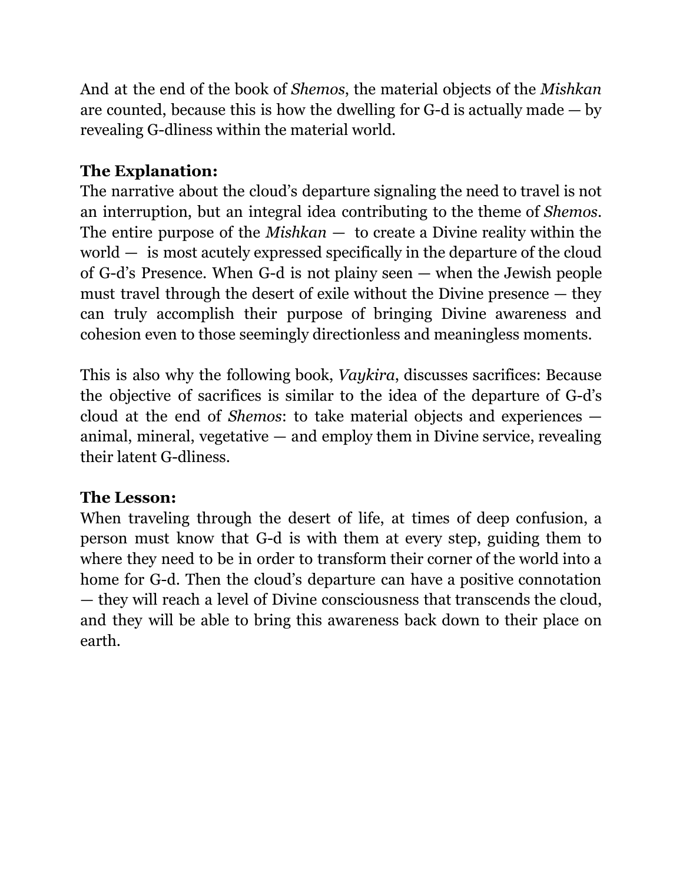And at the end of the book of *Shemos*, the material objects of the *Mishkan* are counted, because this is how the dwelling for G-d is actually made — by revealing G-dliness within the material world.

**The Explanation:**
The narrative about the cloud's departure signaling the need to travel is not an interruption, but an integral idea contributing to the theme of *Shemos*. The entire purpose of the *Mishkan* — to create a Divine reality within the world — is most acutely expressed specifically in the departure of the cloud of G-d's Presence. When G-d is not plainy seen — when the Jewish people must travel through the desert of exile without the Divine presence — they can truly accomplish their purpose of bringing Divine awareness and cohesion even to those seemingly directionless and meaningless moments.

This is also why the following book, *Vaykira*, discusses sacrifices: Because the objective of sacrifices is similar to the idea of the departure of G-d's cloud at the end of *Shemos*: to take material objects and experiences — animal, mineral, vegetative — and employ them in Divine service, revealing their latent G-dliness.

**The Lesson:**
When traveling through the desert of life, at times of deep confusion, a person must know that G-d is with them at every step, guiding them to where they need to be in order to transform their corner of the world into a home for G-d. Then the cloud's departure can have a positive connotation — they will reach a level of Divine consciousness that transcends the cloud, and they will be able to bring this awareness back down to their place on earth.